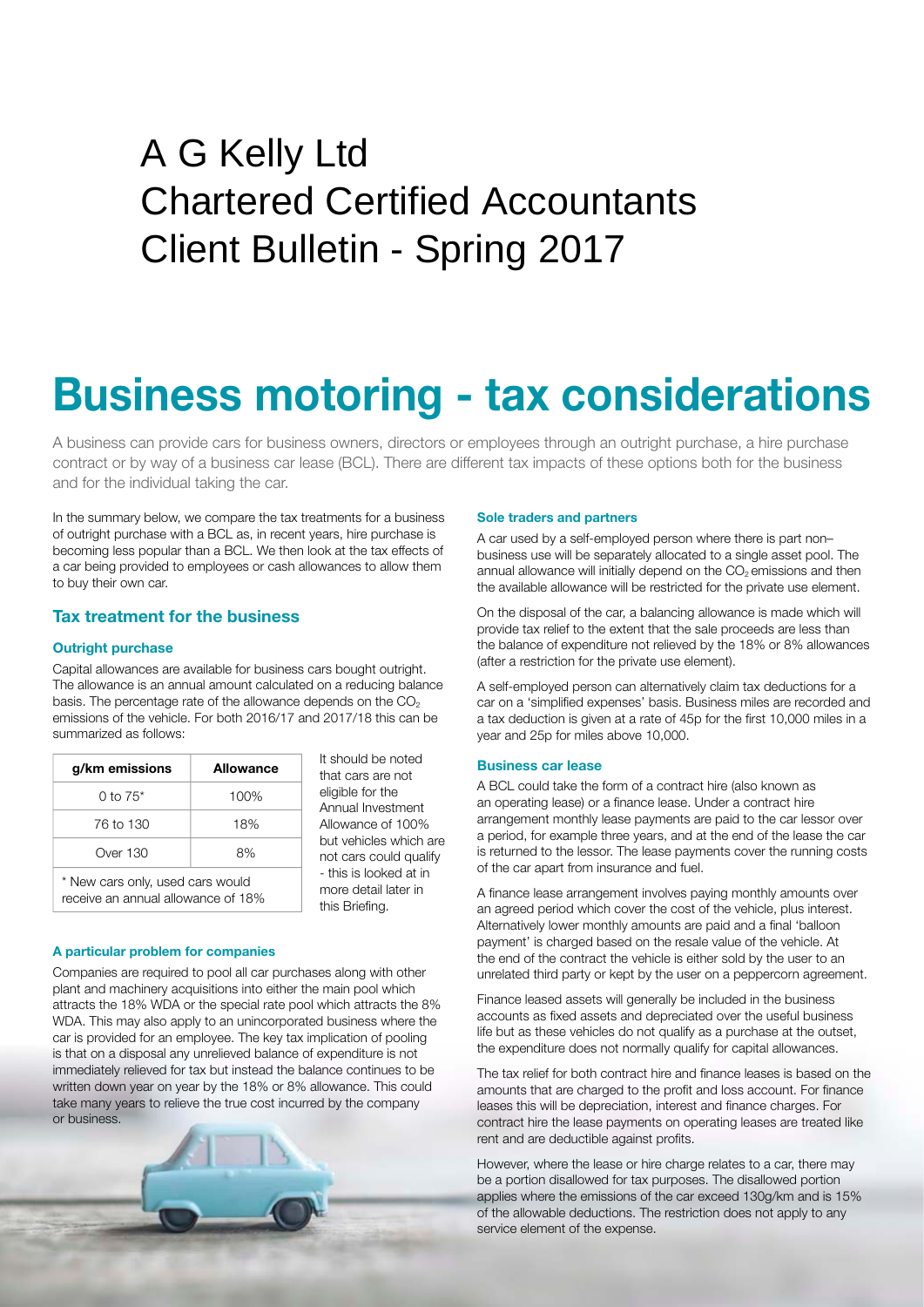# A G Kelly Ltd
# Chartered Certified Accountants
# Client Bulletin - Spring 2017

# Business motoring - tax considerations

A business can provide cars for business owners, directors or employees through an outright purchase, a hire purchase contract or by way of a business car lease (BCL). There are different tax impacts of these options both for the business and for the individual taking the car.

In the summary below, we compare the tax treatments for a business of outright purchase with a BCL as, in recent years, hire purchase is becoming less popular than a BCL. We then look at the tax effects of a car being provided to employees or cash allowances to allow them to buy their own car.

## Tax treatment for the business

### Outright purchase

Capital allowances are available for business cars bought outright. The allowance is an annual amount calculated on a reducing balance basis. The percentage rate of the allowance depends on the $CO_2$ emissions of the vehicle. For both 2016/17 and 2017/18 this can be summarized as follows:

| g/km emissions | Allowance |
|---|---|
| 0 to 75* | 100% |
| 76 to 130 | 18% |
| Over 130 | 8% |

\* New cars only, used cars would receive an annual allowance of 18%

It should be noted that cars are not eligible for the Annual Investment Allowance of 100% but vehicles which are not cars could qualify - this is looked at in more detail later in this Briefing.

### A particular problem for companies

Companies are required to pool all car purchases along with other plant and machinery acquisitions into either the main pool which attracts the 18% WDA or the special rate pool which attracts the 8% WDA. This may also apply to an unincorporated business where the car is provided for an employee. The key tax implication of pooling is that on a disposal any unrelieved balance of expenditure is not immediately relieved for tax but instead the balance continues to be written down year on year by the 18% or 8% allowance. This could take many years to relieve the true cost incurred by the company or business.

### Sole traders and partners

A car used by a self-employed person where there is part non–business use will be separately allocated to a single asset pool. The annual allowance will initially depend on the $CO_2$ emissions and then the available allowance will be restricted for the private use element.

On the disposal of the car, a balancing allowance is made which will provide tax relief to the extent that the sale proceeds are less than the balance of expenditure not relieved by the 18% or 8% allowances (after a restriction for the private use element).

A self-employed person can alternatively claim tax deductions for a car on a 'simplified expenses' basis. Business miles are recorded and a tax deduction is given at a rate of 45p for the first 10,000 miles in a year and 25p for miles above 10,000.

### Business car lease

A BCL could take the form of a contract hire (also known as an operating lease) or a finance lease. Under a contract hire arrangement monthly lease payments are paid to the car lessor over a period, for example three years, and at the end of the lease the car is returned to the lessor. The lease payments cover the running costs of the car apart from insurance and fuel.

A finance lease arrangement involves paying monthly amounts over an agreed period which cover the cost of the vehicle, plus interest. Alternatively lower monthly amounts are paid and a final 'balloon payment' is charged based on the resale value of the vehicle. At the end of the contract the vehicle is either sold by the user to an unrelated third party or kept by the user on a peppercorn agreement.

Finance leased assets will generally be included in the business accounts as fixed assets and depreciated over the useful business life but as these vehicles do not qualify as a purchase at the outset, the expenditure does not normally qualify for capital allowances.

The tax relief for both contract hire and finance leases is based on the amounts that are charged to the profit and loss account. For finance leases this will be depreciation, interest and finance charges. For contract hire the lease payments on operating leases are treated like rent and are deductible against profits.

However, where the lease or hire charge relates to a car, there may be a portion disallowed for tax purposes. The disallowed portion applies where the emissions of the car exceed 130g/km and is 15% of the allowable deductions. The restriction does not apply to any service element of the expense.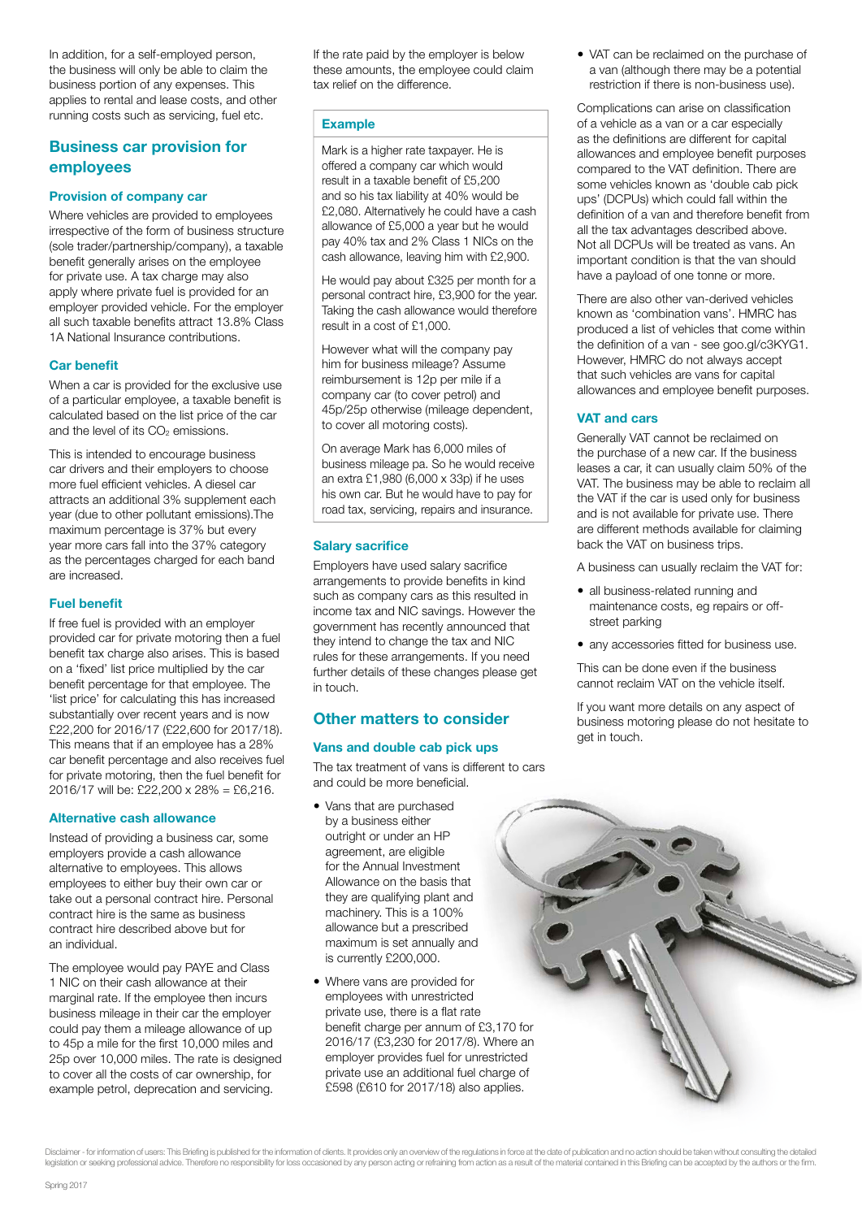In addition, for a self-employed person, the business will only be able to claim the business portion of any expenses. This applies to rental and lease costs, and other running costs such as servicing, fuel etc.

## Business car provision for employees

### Provision of company car

Where vehicles are provided to employees irrespective of the form of business structure (sole trader/partnership/company), a taxable benefit generally arises on the employee for private use. A tax charge may also apply where private fuel is provided for an employer provided vehicle. For the employer all such taxable benefits attract 13.8% Class 1A National Insurance contributions.

### Car benefit

When a car is provided for the exclusive use of a particular employee, a taxable benefit is calculated based on the list price of the car and the level of its $CO_2$ emissions.

This is intended to encourage business car drivers and their employers to choose more fuel efficient vehicles. A diesel car attracts an additional 3% supplement each year (due to other pollutant emissions).The maximum percentage is 37% but every year more cars fall into the 37% category as the percentages charged for each band are increased.

### Fuel benefit

If free fuel is provided with an employer provided car for private motoring then a fuel benefit tax charge also arises. This is based on a 'fixed' list price multiplied by the car benefit percentage for that employee. The 'list price' for calculating this has increased substantially over recent years and is now £22,200 for 2016/17 (£22,600 for 2017/18). This means that if an employee has a 28% car benefit percentage and also receives fuel for private motoring, then the fuel benefit for 2016/17 will be: £22,200 x 28% = £6,216.

### Alternative cash allowance

Instead of providing a business car, some employers provide a cash allowance alternative to employees. This allows employees to either buy their own car or take out a personal contract hire. Personal contract hire is the same as business contract hire described above but for an individual.

The employee would pay PAYE and Class 1 NIC on their cash allowance at their marginal rate. If the employee then incurs business mileage in their car the employer could pay them a mileage allowance of up to 45p a mile for the first 10,000 miles and 25p over 10,000 miles. The rate is designed to cover all the costs of car ownership, for example petrol, deprecation and servicing.

If the rate paid by the employer is below these amounts, the employee could claim tax relief on the difference.

**Example**

Mark is a higher rate taxpayer. He is offered a company car which would result in a taxable benefit of £5,200 and so his tax liability at 40% would be £2,080. Alternatively he could have a cash allowance of £5,000 a year but he would pay 40% tax and 2% Class 1 NICs on the cash allowance, leaving him with £2,900.

He would pay about £325 per month for a personal contract hire, £3,900 for the year. Taking the cash allowance would therefore result in a cost of £1,000.

However what will the company pay him for business mileage? Assume reimbursement is 12p per mile if a company car (to cover petrol) and 45p/25p otherwise (mileage dependent, to cover all motoring costs).

On average Mark has 6,000 miles of business mileage pa. So he would receive an extra £1,980 (6,000 x 33p) if he uses his own car. But he would have to pay for road tax, servicing, repairs and insurance.

### Salary sacrifice

Employers have used salary sacrifice arrangements to provide benefits in kind such as company cars as this resulted in income tax and NIC savings. However the government has recently announced that they intend to change the tax and NIC rules for these arrangements. If you need further details of these changes please get in touch.

## Other matters to consider

### Vans and double cab pick ups

The tax treatment of vans is different to cars and could be more beneficial.

- Vans that are purchased by a business either outright or under an HP agreement, are eligible for the Annual Investment Allowance on the basis that they are qualifying plant and machinery. This is a 100% allowance but a prescribed maximum is set annually and is currently £200,000.
- Where vans are provided for employees with unrestricted private use, there is a flat rate benefit charge per annum of £3,170 for 2016/17 (£3,230 for 2017/8). Where an employer provides fuel for unrestricted private use an additional fuel charge of £598 (£610 for 2017/18) also applies.
- VAT can be reclaimed on the purchase of a van (although there may be a potential restriction if there is non-business use).

Complications can arise on classification of a vehicle as a van or a car especially as the definitions are different for capital allowances and employee benefit purposes compared to the VAT definition. There are some vehicles known as 'double cab pick ups' (DCPUs) which could fall within the definition of a van and therefore benefit from all the tax advantages described above. Not all DCPUs will be treated as vans. An important condition is that the van should have a payload of one tonne or more.

There are also other van-derived vehicles known as 'combination vans'. HMRC has produced a list of vehicles that come within the definition of a van - see goo.gl/c3KYG1. However, HMRC do not always accept that such vehicles are vans for capital allowances and employee benefit purposes.

### VAT and cars

Generally VAT cannot be reclaimed on the purchase of a new car. If the business leases a car, it can usually claim 50% of the VAT. The business may be able to reclaim all the VAT if the car is used only for business and is not available for private use. There are different methods available for claiming back the VAT on business trips.

A business can usually reclaim the VAT for:

- all business-related running and maintenance costs, eg repairs or off-street parking
- any accessories fitted for business use.

This can be done even if the business cannot reclaim VAT on the vehicle itself.

If you want more details on any aspect of business motoring please do not hesitate to get in touch.

Disclaimer - for information of users: This Briefing is published for the information of clients. It provides only an overview of the regulations in force at the date of publication and no action should be taken without consulting the detailed legislation or seeking professional advice. Therefore no responsibility for loss occasioned by any person acting or refraining from action as a result of the material contained in this Briefing can be accepted by the authors or the firm.

Spring 2017